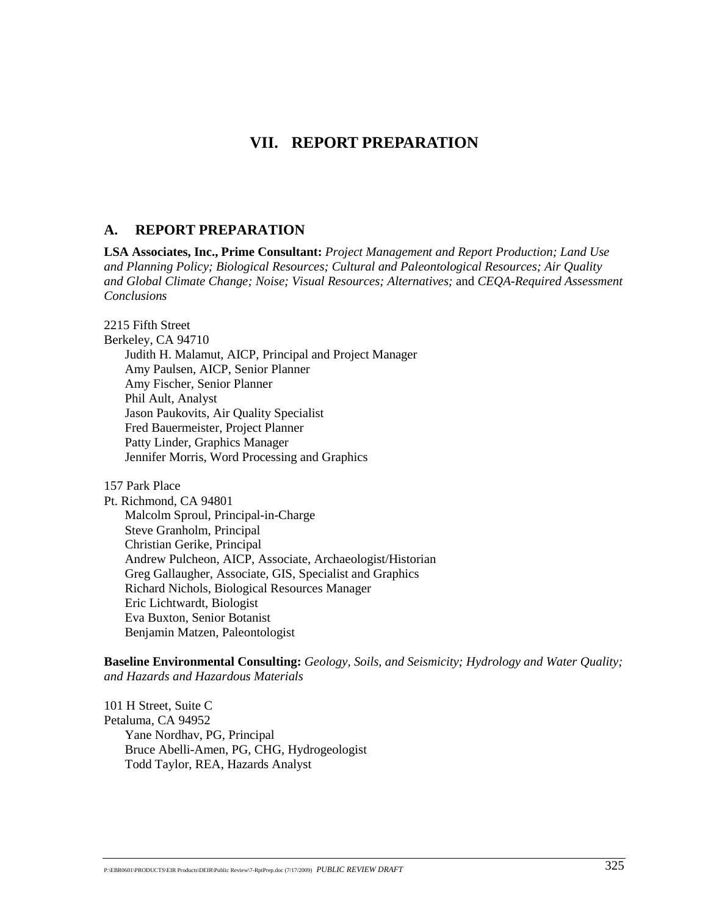# VII. REPORT PRESENTATION

## A. REPORT PREPARATION

**LSA Associates, Inc., Prime Consultant:** *Project Management and Report Production; Land Use and Planning Policy; Biological Resources; Cultural and Paleontological Resources; Air Quality and Global Climate Change; Noise; Visual Resources; Alternatives;* and *CEQA-Required Assessment Conclusions*

2215 Fifth Street
Berkeley, CA 94710
- Judith H. Malamut, AICP, Principal and Project Manager
- Amy Paulsen, AICP, Senior Planner
- Amy Fischer, Senior Planner
- Phil Ault, Analyst
- Jason Paukovits, Air Quality Specialist
- Fred Bauermeister, Project Planner
- Patty Linder, Graphics Manager
- Jennifer Morris, Word Processing and Graphics

157 Park Place
Pt. Richmond, CA 94801
- Malcolm Sproul, Principal-in-Charge
- Steve Granholm, Principal
- Christian Gerike, Principal
- Andrew Pulcheon, AICP, Associate, Archaeologist/Historian
- Greg Gallaugher, Associate, GIS, Specialist and Graphics
- Richard Nichols, Biological Resources Manager
- Eric Lichtwardt, Biologist
- Eva Buxton, Senior Botanist
- Benjamin Matzen, Paleontologist

**Baseline Environmental Consulting:** *Geology, Soils, and Seismicity; Hydrology and Water Quality; and Hazards and Hazardous Materials*

101 H Street, Suite C
Petaluma, CA 94952
- Yane Nordhav, PG, Principal
- Bruce Abelli-Amen, PG, CHG, Hydrogeologist
- Todd Taylor, REA, Hazards Analyst

# VII. REPORT PREPARATION

## A. REPORT PREPARATION

**LSA Associates, Inc., Prime Consultant:** *Project Management and Report Production; Land Use and Planning Policy; Biological Resources; Cultural and Paleontological Resources; Air Quality and Global Climate Change; Noise; Visual Resources; Alternatives;* and *CEQA-Required Assessment Conclusions*

2215 Fifth Street
Berkeley, CA 94710
- Judith H. Malamut, AICP, Principal and Project Manager
- Amy Paulsen, AICP, Senior Planner
- Amy Fischer, Senior Planner
- Phil Ault, Analyst
- Jason Paukovits, Air Quality Specialist
- Fred Bauermeister, Project Planner
- Patty Linder, Graphics Manager
- Jennifer Morris, Word Processing and Graphics

157 Park Place
Pt. Richmond, CA 94801
- Malcolm Sproul, Principal-in-Charge
- Steve Granholm, Principal
- Christian Gerike, Principal
- Andrew Pulcheon, AICP, Associate, Archaeologist/Historian
- Greg Gallaugher, Associate, GIS, Specialist and Graphics
- Richard Nichols, Biological Resources Manager
- Eric Lichtwardt, Biologist
- Eva Buxton, Senior Botanist
- Benjamin Matzen, Paleontologist

**Baseline Environmental Consulting:** *Geology, Soils, and Seismicity; Hydrology and Water Quality; and Hazards and Hazardous Materials*

101 H Street, Suite C
Petaluma, CA 94952
- Yane Nordhav, PG, Principal
- Bruce Abelli-Amen, PG, CHG, Hydrogeologist
- Todd Taylor, REA, Hazards Analyst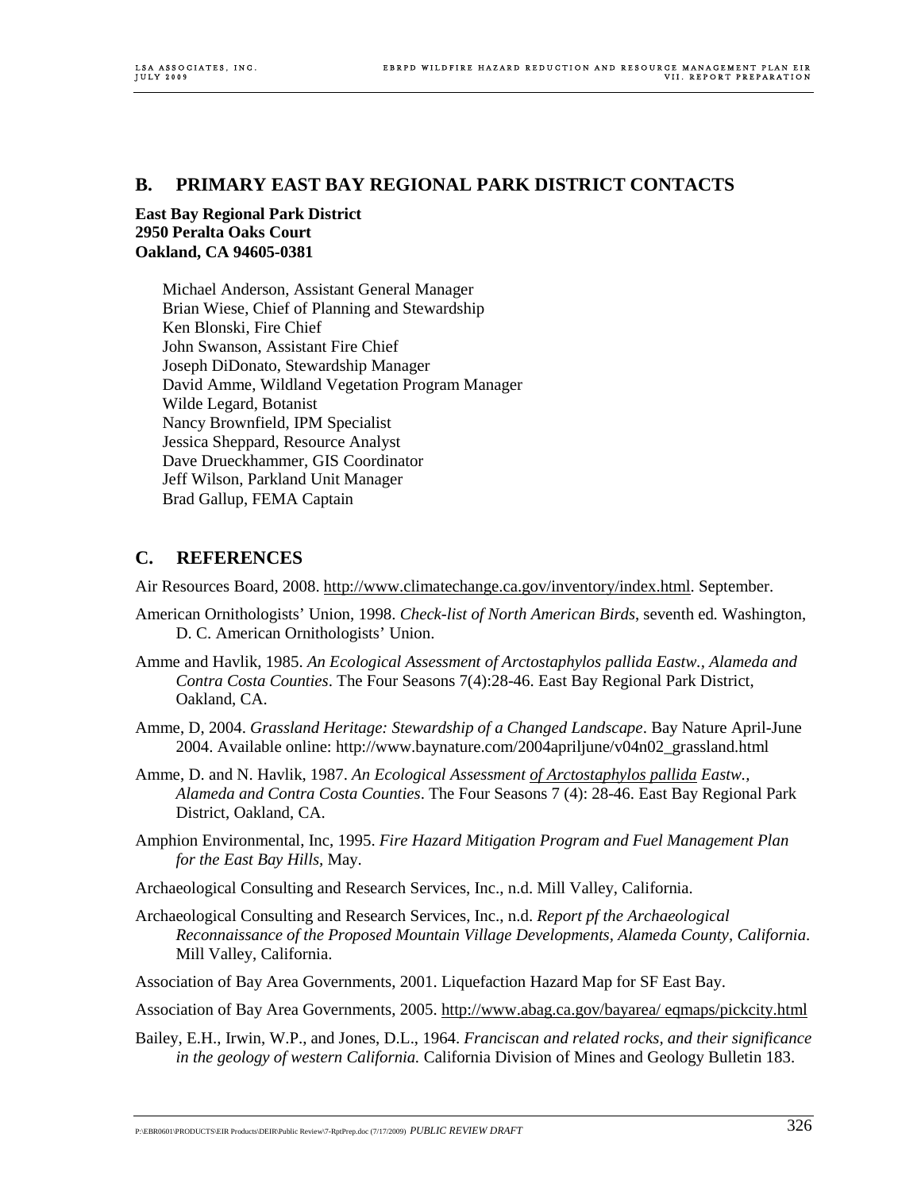## B. PRIMARY EAST BAY REGIONAL PARK DISTRICT CONTACTS

**East Bay Regional Park District**
**2950 Peralta Oaks Court**
**Oakland, CA 94605-0381**

Michael Anderson, Assistant General Manager
Brian Wiese, Chief of Planning and Stewardship
Ken Blonski, Fire Chief
John Swanson, Assistant Fire Chief
Joseph DiDonato, Stewardship Manager
David Amme, Wildland Vegetation Program Manager
Wilde Legard, Botanist
Nancy Brownfield, IPM Specialist
Jessica Sheppard, Resource Analyst
Dave Drueckhammer, GIS Coordinator
Jeff Wilson, Parkland Unit Manager
Brad Gallup, FEMA Captain

## C. REFERENCES

Air Resources Board, 2008. http://www.climatechange.ca.gov/inventory/index.html. September.

American Ornithologists' Union, 1998. *Check-list of North American Birds*, seventh ed. Washington, D. C. American Ornithologists' Union.

Amme and Havlik, 1985. *An Ecological Assessment of Arctostaphylos pallida Eastw., Alameda and Contra Costa Counties*. The Four Seasons 7(4):28-46. East Bay Regional Park District, Oakland, CA.

Amme, D, 2004. *Grassland Heritage: Stewardship of a Changed Landscape*. Bay Nature April-June 2004. Available online: http://www.baynature.com/2004apriljune/v04n02_grassland.html

Amme, D. and N. Havlik, 1987. *An Ecological Assessment of Arctostaphylos pallida Eastw., Alameda and Contra Costa Counties*. The Four Seasons 7 (4): 28-46. East Bay Regional Park District, Oakland, CA.

Amphion Environmental, Inc, 1995. *Fire Hazard Mitigation Program and Fuel Management Plan for the East Bay Hills*, May.

Archaeological Consulting and Research Services, Inc., n.d. Mill Valley, California.

Archaeological Consulting and Research Services, Inc., n.d. *Report pf the Archaeological Reconnaissance of the Proposed Mountain Village Developments, Alameda County, California*. Mill Valley, California.

Association of Bay Area Governments, 2001. Liquefaction Hazard Map for SF East Bay.

Association of Bay Area Governments, 2005. http://www.abag.ca.gov/bayarea/ eqmaps/pickcity.html

Bailey, E.H., Irwin, W.P., and Jones, D.L., 1964. *Franciscan and related rocks, and their significance in the geology of western California.* California Division of Mines and Geology Bulletin 183.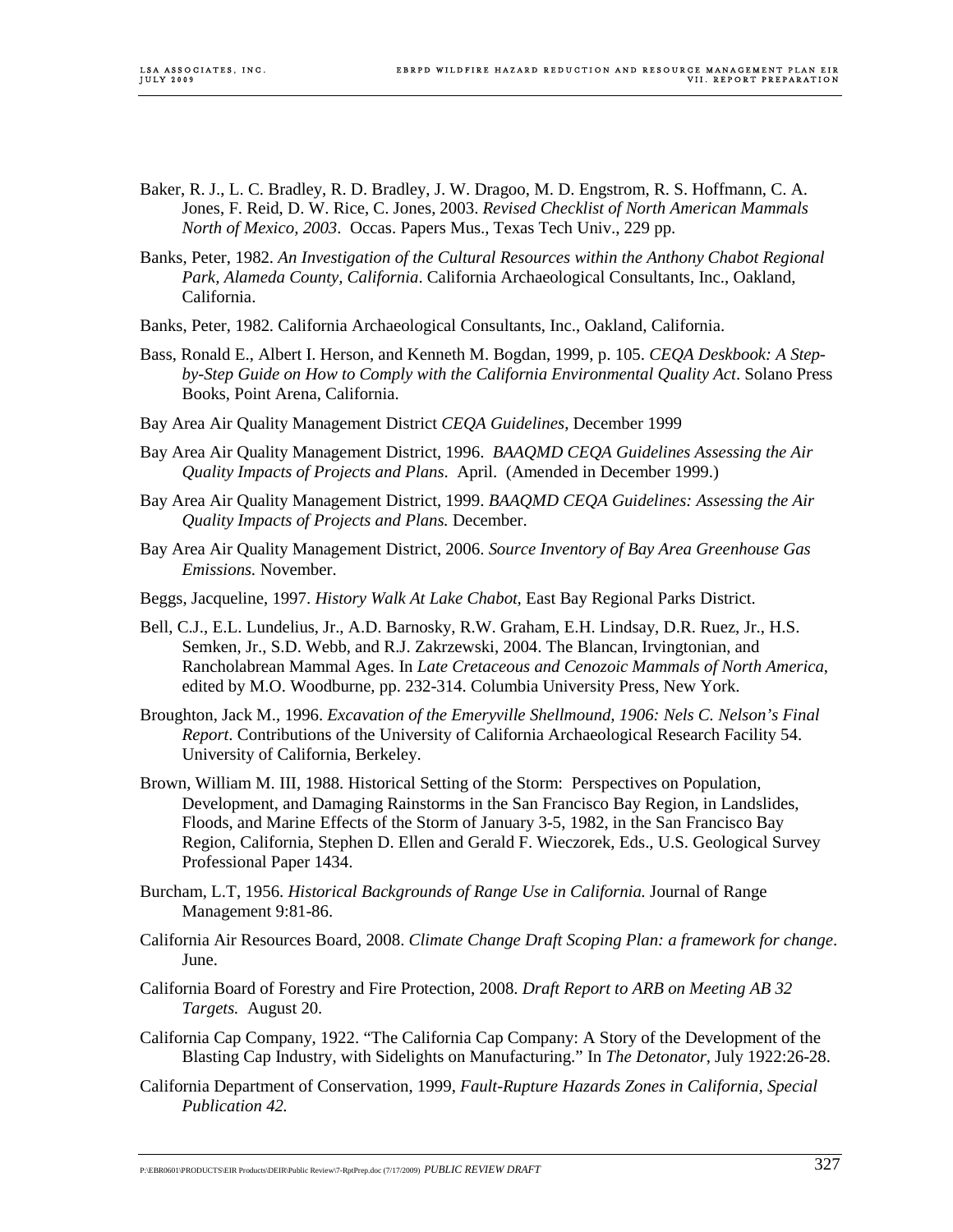Baker, R. J., L. C. Bradley, R. D. Bradley, J. W. Dragoo, M. D. Engstrom, R. S. Hoffmann, C. A. Jones, F. Reid, D. W. Rice, C. Jones, 2003. *Revised Checklist of North American Mammals North of Mexico, 2003*. Occas. Papers Mus., Texas Tech Univ., 229 pp.

Banks, Peter, 1982. *An Investigation of the Cultural Resources within the Anthony Chabot Regional Park, Alameda County, California*. California Archaeological Consultants, Inc., Oakland, California.

Banks, Peter, 1982. California Archaeological Consultants, Inc., Oakland, California.

Bass, Ronald E., Albert I. Herson, and Kenneth M. Bogdan, 1999, p. 105. *CEQA Deskbook: A Step-by-Step Guide on How to Comply with the California Environmental Quality Act*. Solano Press Books, Point Arena, California.

Bay Area Air Quality Management District *CEQA Guidelines*, December 1999

Bay Area Air Quality Management District, 1996. *BAAQMD CEQA Guidelines Assessing the Air Quality Impacts of Projects and Plans*. April. (Amended in December 1999.)

Bay Area Air Quality Management District, 1999. *BAAQMD CEQA Guidelines: Assessing the Air Quality Impacts of Projects and Plans.* December.

Bay Area Air Quality Management District, 2006. *Source Inventory of Bay Area Greenhouse Gas Emissions.* November.

Beggs, Jacqueline, 1997. *History Walk At Lake Chabot*, East Bay Regional Parks District.

Bell, C.J., E.L. Lundelius, Jr., A.D. Barnosky, R.W. Graham, E.H. Lindsay, D.R. Ruez, Jr., H.S. Semken, Jr., S.D. Webb, and R.J. Zakrzewski, 2004. The Blancan, Irvingtonian, and Rancholabrean Mammal Ages. In *Late Cretaceous and Cenozoic Mammals of North America*, edited by M.O. Woodburne, pp. 232-314. Columbia University Press, New York.

Broughton, Jack M., 1996. *Excavation of the Emeryville Shellmound, 1906: Nels C. Nelson's Final Report*. Contributions of the University of California Archaeological Research Facility 54. University of California, Berkeley.

Brown, William M. III, 1988. Historical Setting of the Storm: Perspectives on Population, Development, and Damaging Rainstorms in the San Francisco Bay Region, in Landslides, Floods, and Marine Effects of the Storm of January 3-5, 1982, in the San Francisco Bay Region, California, Stephen D. Ellen and Gerald F. Wieczorek, Eds., U.S. Geological Survey Professional Paper 1434.

Burcham, L.T, 1956. *Historical Backgrounds of Range Use in California.* Journal of Range Management 9:81-86.

California Air Resources Board, 2008. *Climate Change Draft Scoping Plan: a framework for change*. June.

California Board of Forestry and Fire Protection, 2008. *Draft Report to ARB on Meeting AB 32 Targets.* August 20.

California Cap Company, 1922. "The California Cap Company: A Story of the Development of the Blasting Cap Industry, with Sidelights on Manufacturing." In *The Detonator*, July 1922:26-28.

California Department of Conservation, 1999, *Fault-Rupture Hazards Zones in California, Special Publication 42.*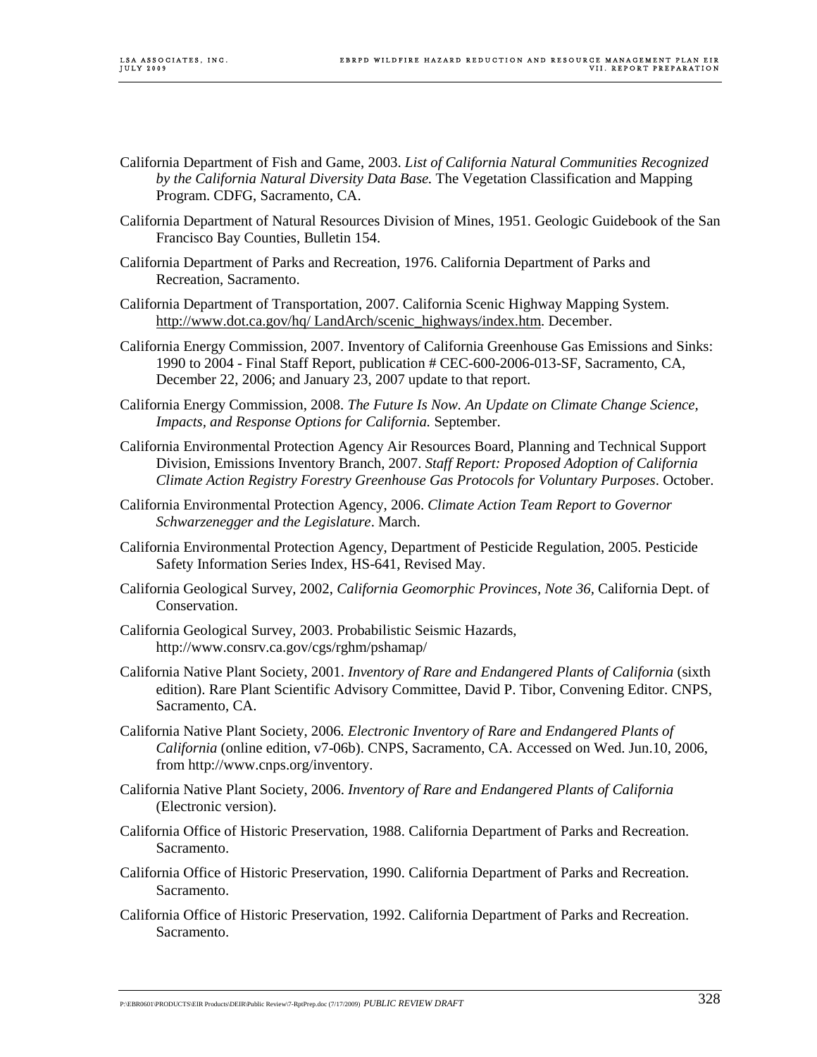California Department of Fish and Game, 2003. *List of California Natural Communities Recognized by the California Natural Diversity Data Base.* The Vegetation Classification and Mapping Program. CDFG, Sacramento, CA.

California Department of Natural Resources Division of Mines, 1951. Geologic Guidebook of the San Francisco Bay Counties, Bulletin 154.

California Department of Parks and Recreation, 1976. California Department of Parks and Recreation, Sacramento.

California Department of Transportation, 2007. California Scenic Highway Mapping System. http://www.dot.ca.gov/hq/ LandArch/scenic_highways/index.htm. December.

California Energy Commission, 2007. Inventory of California Greenhouse Gas Emissions and Sinks: 1990 to 2004 - Final Staff Report, publication # CEC-600-2006-013-SF, Sacramento, CA, December 22, 2006; and January 23, 2007 update to that report.

California Energy Commission, 2008. *The Future Is Now. An Update on Climate Change Science, Impacts, and Response Options for California.* September.

California Environmental Protection Agency Air Resources Board, Planning and Technical Support Division, Emissions Inventory Branch, 2007. *Staff Report: Proposed Adoption of California Climate Action Registry Forestry Greenhouse Gas Protocols for Voluntary Purposes*. October.

California Environmental Protection Agency, 2006. *Climate Action Team Report to Governor Schwarzenegger and the Legislature*. March.

California Environmental Protection Agency, Department of Pesticide Regulation, 2005. Pesticide Safety Information Series Index, HS-641, Revised May.

California Geological Survey, 2002, *California Geomorphic Provinces, Note 36*, California Dept. of Conservation.

California Geological Survey, 2003. Probabilistic Seismic Hazards, http://www.consrv.ca.gov/cgs/rghm/pshamap/

California Native Plant Society, 2001. *Inventory of Rare and Endangered Plants of California* (sixth edition). Rare Plant Scientific Advisory Committee, David P. Tibor, Convening Editor. CNPS, Sacramento, CA.

California Native Plant Society, 2006. *Electronic Inventory of Rare and Endangered Plants of California* (online edition, v7-06b). CNPS, Sacramento, CA. Accessed on Wed. Jun.10, 2006, from http://www.cnps.org/inventory.

California Native Plant Society, 2006. *Inventory of Rare and Endangered Plants of California* (Electronic version).

California Office of Historic Preservation, 1988. California Department of Parks and Recreation. Sacramento.

California Office of Historic Preservation, 1990. California Department of Parks and Recreation. Sacramento.

California Office of Historic Preservation, 1992. California Department of Parks and Recreation. Sacramento.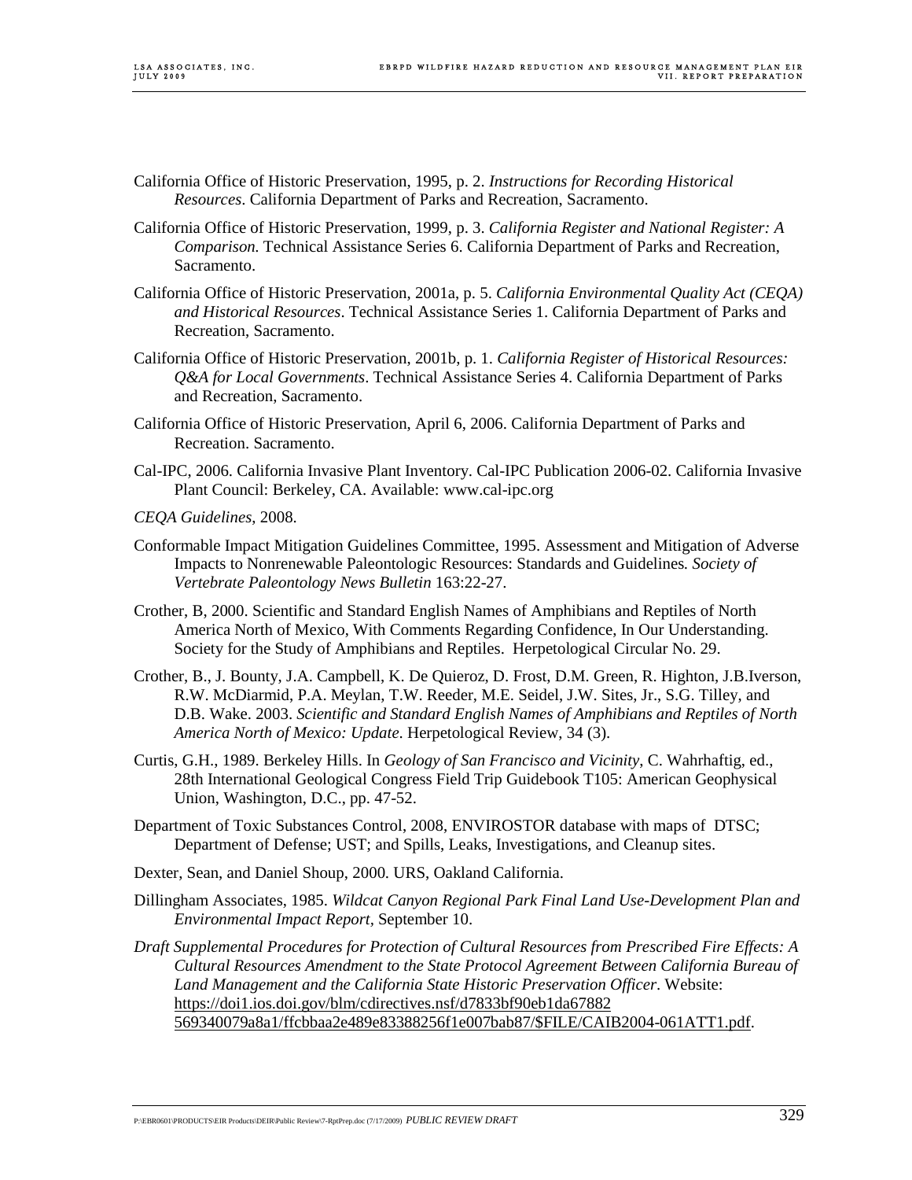California Office of Historic Preservation, 1995, p. 2. *Instructions for Recording Historical Resources*. California Department of Parks and Recreation, Sacramento.

California Office of Historic Preservation, 1999, p. 3. *California Register and National Register: A Comparison.* Technical Assistance Series 6. California Department of Parks and Recreation, Sacramento.

California Office of Historic Preservation, 2001a, p. 5. *California Environmental Quality Act (CEQA) and Historical Resources*. Technical Assistance Series 1. California Department of Parks and Recreation, Sacramento.

California Office of Historic Preservation, 2001b, p. 1. *California Register of Historical Resources: Q&A for Local Governments*. Technical Assistance Series 4. California Department of Parks and Recreation, Sacramento.

California Office of Historic Preservation, April 6, 2006. California Department of Parks and Recreation. Sacramento.

Cal-IPC, 2006. California Invasive Plant Inventory. Cal-IPC Publication 2006-02. California Invasive Plant Council: Berkeley, CA. Available: www.cal-ipc.org

*CEQA Guidelines*, 2008.

Conformable Impact Mitigation Guidelines Committee, 1995. Assessment and Mitigation of Adverse Impacts to Nonrenewable Paleontologic Resources: Standards and Guidelines*. Society of Vertebrate Paleontology News Bulletin* 163:22-27.

Crother, B, 2000. Scientific and Standard English Names of Amphibians and Reptiles of North America North of Mexico, With Comments Regarding Confidence, In Our Understanding. Society for the Study of Amphibians and Reptiles. Herpetological Circular No. 29.

Crother, B., J. Bounty, J.A. Campbell, K. De Quieroz, D. Frost, D.M. Green, R. Highton, J.B.Iverson, R.W. McDiarmid, P.A. Meylan, T.W. Reeder, M.E. Seidel, J.W. Sites, Jr., S.G. Tilley, and D.B. Wake. 2003. *Scientific and Standard English Names of Amphibians and Reptiles of North America North of Mexico: Update*. Herpetological Review, 34 (3).

Curtis, G.H., 1989. Berkeley Hills. In *Geology of San Francisco and Vicinity*, C. Wahrhaftig, ed., 28th International Geological Congress Field Trip Guidebook T105: American Geophysical Union, Washington, D.C., pp. 47-52.

Department of Toxic Substances Control, 2008, ENVIROSTOR database with maps of DTSC; Department of Defense; UST; and Spills, Leaks, Investigations, and Cleanup sites.

Dexter, Sean, and Daniel Shoup, 2000. URS, Oakland California.

Dillingham Associates, 1985. *Wildcat Canyon Regional Park Final Land Use-Development Plan and Environmental Impact Report*, September 10.

*Draft Supplemental Procedures for Protection of Cultural Resources from Prescribed Fire Effects: A Cultural Resources Amendment to the State Protocol Agreement Between California Bureau of Land Management and the California State Historic Preservation Officer*. Website: https://doi1.ios.doi.gov/blm/cdirectives.nsf/d7833bf90eb1da67882569340079a8a1/ffcbbaa2e489e83388256f1e007bab87/$FILE/CAIB2004-061ATT1.pdf.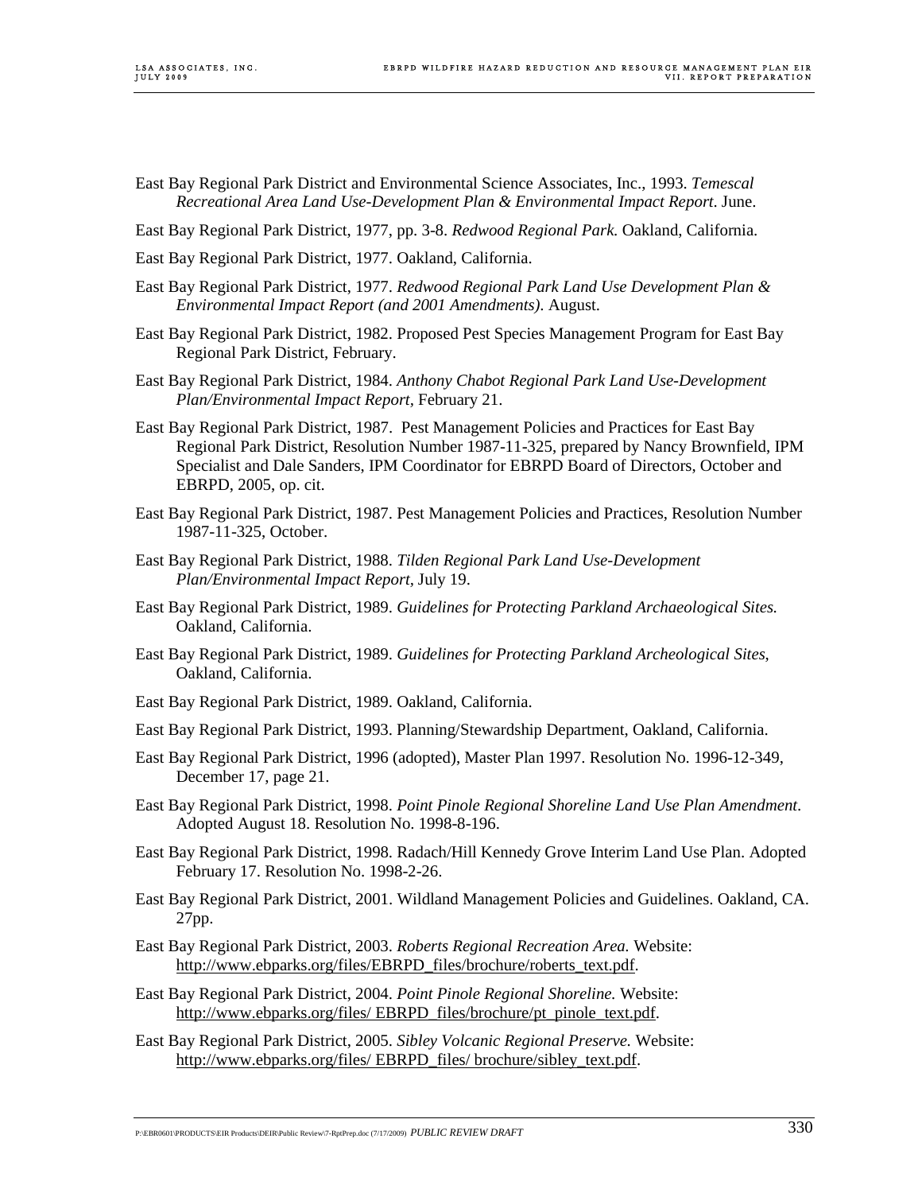East Bay Regional Park District and Environmental Science Associates, Inc., 1993. *Temescal Recreational Area Land Use-Development Plan & Environmental Impact Report*. June.

East Bay Regional Park District, 1977, pp. 3-8. *Redwood Regional Park.* Oakland, California.

East Bay Regional Park District, 1977. Oakland, California.

East Bay Regional Park District, 1977. *Redwood Regional Park Land Use Development Plan & Environmental Impact Report (and 2001 Amendments)*. August.

East Bay Regional Park District, 1982. Proposed Pest Species Management Program for East Bay Regional Park District, February.

East Bay Regional Park District, 1984. *Anthony Chabot Regional Park Land Use-Development Plan/Environmental Impact Report,* February 21.

East Bay Regional Park District, 1987. Pest Management Policies and Practices for East Bay Regional Park District, Resolution Number 1987-11-325, prepared by Nancy Brownfield, IPM Specialist and Dale Sanders, IPM Coordinator for EBRPD Board of Directors, October and EBRPD, 2005, op. cit.

East Bay Regional Park District, 1987. Pest Management Policies and Practices, Resolution Number 1987-11-325, October.

East Bay Regional Park District, 1988. *Tilden Regional Park Land Use-Development Plan/Environmental Impact Report,* July 19.

East Bay Regional Park District, 1989. *Guidelines for Protecting Parkland Archaeological Sites.* Oakland, California.

East Bay Regional Park District, 1989. *Guidelines for Protecting Parkland Archeological Sites*, Oakland, California.

East Bay Regional Park District, 1989. Oakland, California.

East Bay Regional Park District, 1993. Planning/Stewardship Department, Oakland, California.

East Bay Regional Park District, 1996 (adopted), Master Plan 1997. Resolution No. 1996-12-349, December 17, page 21.

East Bay Regional Park District, 1998. *Point Pinole Regional Shoreline Land Use Plan Amendment*. Adopted August 18. Resolution No. 1998-8-196.

East Bay Regional Park District, 1998. Radach/Hill Kennedy Grove Interim Land Use Plan. Adopted February 17. Resolution No. 1998-2-26.

East Bay Regional Park District, 2001. Wildland Management Policies and Guidelines. Oakland, CA. 27pp.

East Bay Regional Park District, 2003. *Roberts Regional Recreation Area.* Website: http://www.ebparks.org/files/EBRPD_files/brochure/roberts_text.pdf.

East Bay Regional Park District, 2004. *Point Pinole Regional Shoreline.* Website: http://www.ebparks.org/files/ EBRPD_files/brochure/pt_pinole_text.pdf.

East Bay Regional Park District, 2005. *Sibley Volcanic Regional Preserve.* Website: http://www.ebparks.org/files/ EBRPD_files/ brochure/sibley_text.pdf.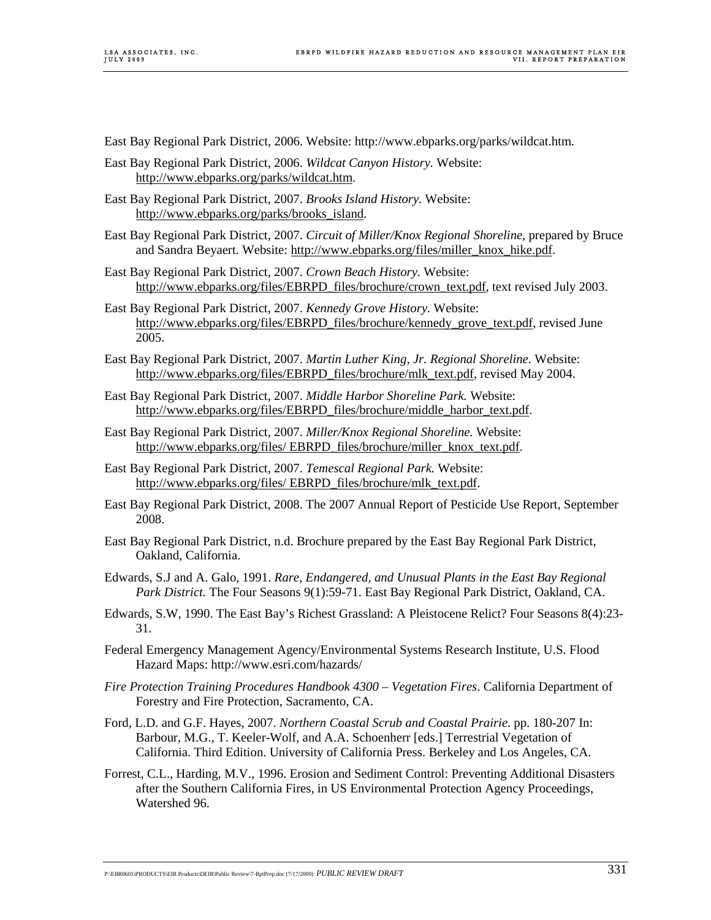East Bay Regional Park District, 2006. Website: http://www.ebparks.org/parks/wildcat.htm.

East Bay Regional Park District, 2006. *Wildcat Canyon History.* Website: http://www.ebparks.org/parks/wildcat.htm.

East Bay Regional Park District, 2007. *Brooks Island History.* Website: http://www.ebparks.org/parks/brooks_island.

East Bay Regional Park District, 2007. *Circuit of Miller/Knox Regional Shoreline,* prepared by Bruce and Sandra Beyaert. Website: http://www.ebparks.org/files/miller_knox_hike.pdf.

East Bay Regional Park District, 2007. *Crown Beach History.* Website: http://www.ebparks.org/files/EBRPD_files/brochure/crown_text.pdf, text revised July 2003.

East Bay Regional Park District, 2007. *Kennedy Grove History.* Website: http://www.ebparks.org/files/EBRPD_files/brochure/kennedy_grove_text.pdf, revised June 2005.

East Bay Regional Park District, 2007. *Martin Luther King, Jr. Regional Shoreline.* Website: http://www.ebparks.org/files/EBRPD_files/brochure/mlk_text.pdf, revised May 2004.

East Bay Regional Park District, 2007. *Middle Harbor Shoreline Park.* Website: http://www.ebparks.org/files/EBRPD_files/brochure/middle_harbor_text.pdf.

East Bay Regional Park District, 2007. *Miller/Knox Regional Shoreline.* Website: http://www.ebparks.org/files/ EBRPD_files/brochure/miller_knox_text.pdf.

East Bay Regional Park District, 2007. *Temescal Regional Park.* Website: http://www.ebparks.org/files/ EBRPD_files/brochure/mlk_text.pdf.

East Bay Regional Park District, 2008. The 2007 Annual Report of Pesticide Use Report, September 2008.

East Bay Regional Park District, n.d. Brochure prepared by the East Bay Regional Park District, Oakland, California.

Edwards, S.J and A. Galo, 1991. *Rare, Endangered, and Unusual Plants in the East Bay Regional Park District.* The Four Seasons 9(1):59-71. East Bay Regional Park District, Oakland, CA.

Edwards, S.W, 1990. The East Bay's Richest Grassland: A Pleistocene Relict? Four Seasons 8(4):23-31.

Federal Emergency Management Agency/Environmental Systems Research Institute, U.S. Flood Hazard Maps: http://www.esri.com/hazards/

*Fire Protection Training Procedures Handbook 4300 – Vegetation Fires*. California Department of Forestry and Fire Protection, Sacramento, CA.

Ford, L.D. and G.F. Hayes, 2007. *Northern Coastal Scrub and Coastal Prairie.* pp. 180-207 In: Barbour, M.G., T. Keeler-Wolf, and A.A. Schoenherr [eds.] Terrestrial Vegetation of California. Third Edition. University of California Press. Berkeley and Los Angeles, CA.

Forrest, C.L., Harding, M.V., 1996. Erosion and Sediment Control: Preventing Additional Disasters after the Southern California Fires, in US Environmental Protection Agency Proceedings, Watershed 96.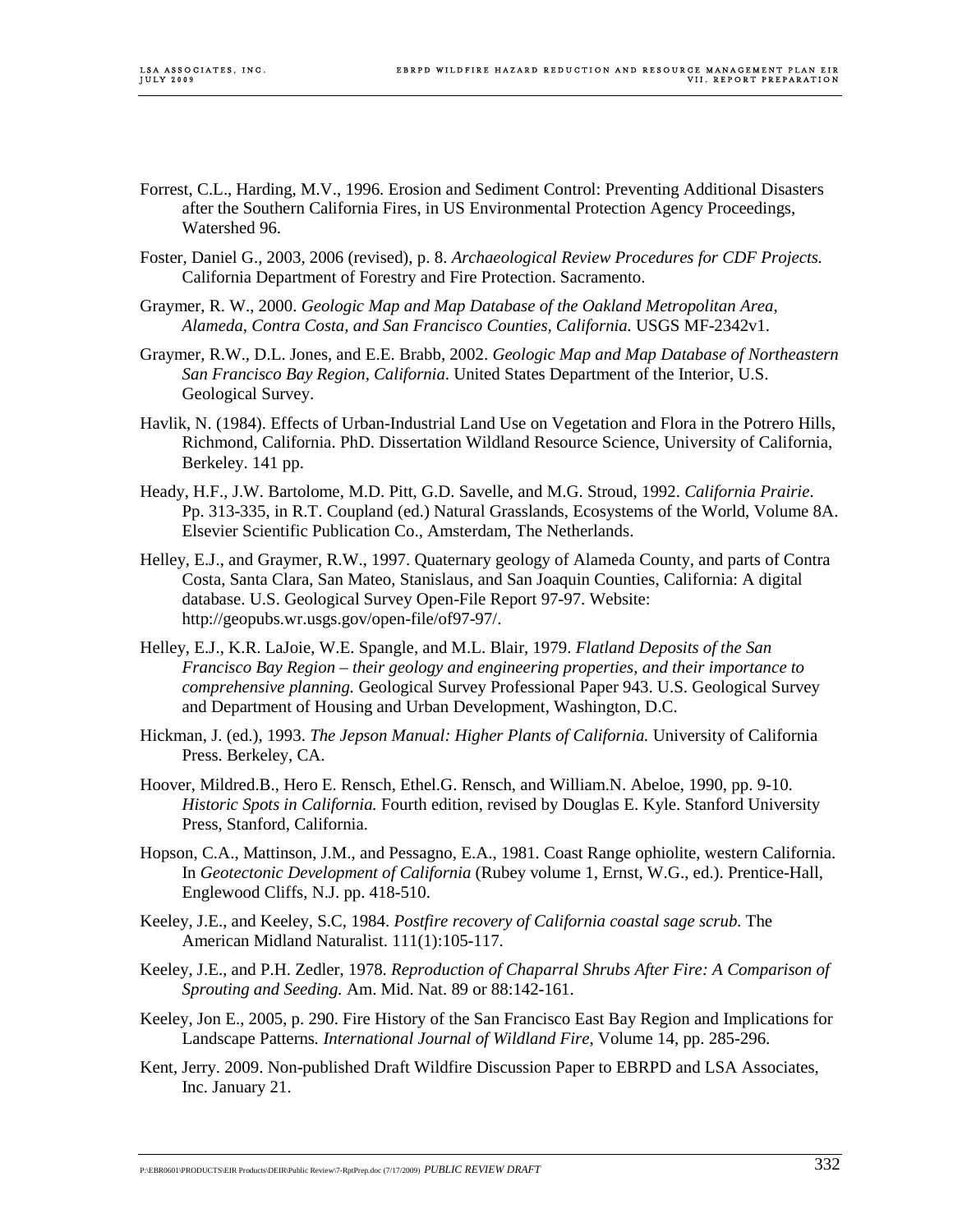Forrest, C.L., Harding, M.V., 1996. Erosion and Sediment Control: Preventing Additional Disasters after the Southern California Fires, in US Environmental Protection Agency Proceedings, Watershed 96.

Foster, Daniel G., 2003, 2006 (revised), p. 8. *Archaeological Review Procedures for CDF Projects.* California Department of Forestry and Fire Protection. Sacramento.

Graymer, R. W., 2000. *Geologic Map and Map Database of the Oakland Metropolitan Area, Alameda, Contra Costa, and San Francisco Counties, California.* USGS MF-2342v1.

Graymer, R.W., D.L. Jones, and E.E. Brabb, 2002. *Geologic Map and Map Database of Northeastern San Francisco Bay Region, California*. United States Department of the Interior, U.S. Geological Survey.

Havlik, N. (1984). Effects of Urban-Industrial Land Use on Vegetation and Flora in the Potrero Hills, Richmond, California. PhD. Dissertation Wildland Resource Science, University of California, Berkeley. 141 pp.

Heady, H.F., J.W. Bartolome, M.D. Pitt, G.D. Savelle, and M.G. Stroud, 1992. *California Prairie*. Pp. 313-335, in R.T. Coupland (ed.) Natural Grasslands, Ecosystems of the World, Volume 8A. Elsevier Scientific Publication Co., Amsterdam, The Netherlands.

Helley, E.J., and Graymer, R.W., 1997. Quaternary geology of Alameda County, and parts of Contra Costa, Santa Clara, San Mateo, Stanislaus, and San Joaquin Counties, California: A digital database. U.S. Geological Survey Open-File Report 97-97. Website: http://geopubs.wr.usgs.gov/open-file/of97-97/.

Helley, E.J., K.R. LaJoie, W.E. Spangle, and M.L. Blair, 1979. *Flatland Deposits of the San Francisco Bay Region – their geology and engineering properties, and their importance to comprehensive planning.* Geological Survey Professional Paper 943. U.S. Geological Survey and Department of Housing and Urban Development, Washington, D.C.

Hickman, J. (ed.), 1993. *The Jepson Manual: Higher Plants of California.* University of California Press. Berkeley, CA.

Hoover, Mildred.B., Hero E. Rensch, Ethel.G. Rensch, and William.N. Abeloe, 1990, pp. 9-10. *Historic Spots in California.* Fourth edition, revised by Douglas E. Kyle. Stanford University Press, Stanford, California.

Hopson, C.A., Mattinson, J.M., and Pessagno, E.A., 1981. Coast Range ophiolite, western California. In *Geotectonic Development of California* (Rubey volume 1, Ernst, W.G., ed.). Prentice-Hall, Englewood Cliffs, N.J. pp. 418-510.

Keeley, J.E., and Keeley, S.C, 1984. *Postfire recovery of California coastal sage scrub.* The American Midland Naturalist. 111(1):105-117.

Keeley, J.E., and P.H. Zedler, 1978. *Reproduction of Chaparral Shrubs After Fire: A Comparison of Sprouting and Seeding.* Am. Mid. Nat. 89 or 88:142-161.

Keeley, Jon E., 2005, p. 290. Fire History of the San Francisco East Bay Region and Implications for Landscape Patterns*. International Journal of Wildland Fire*, Volume 14, pp. 285-296.

Kent, Jerry. 2009. Non-published Draft Wildfire Discussion Paper to EBRPD and LSA Associates, Inc. January 21.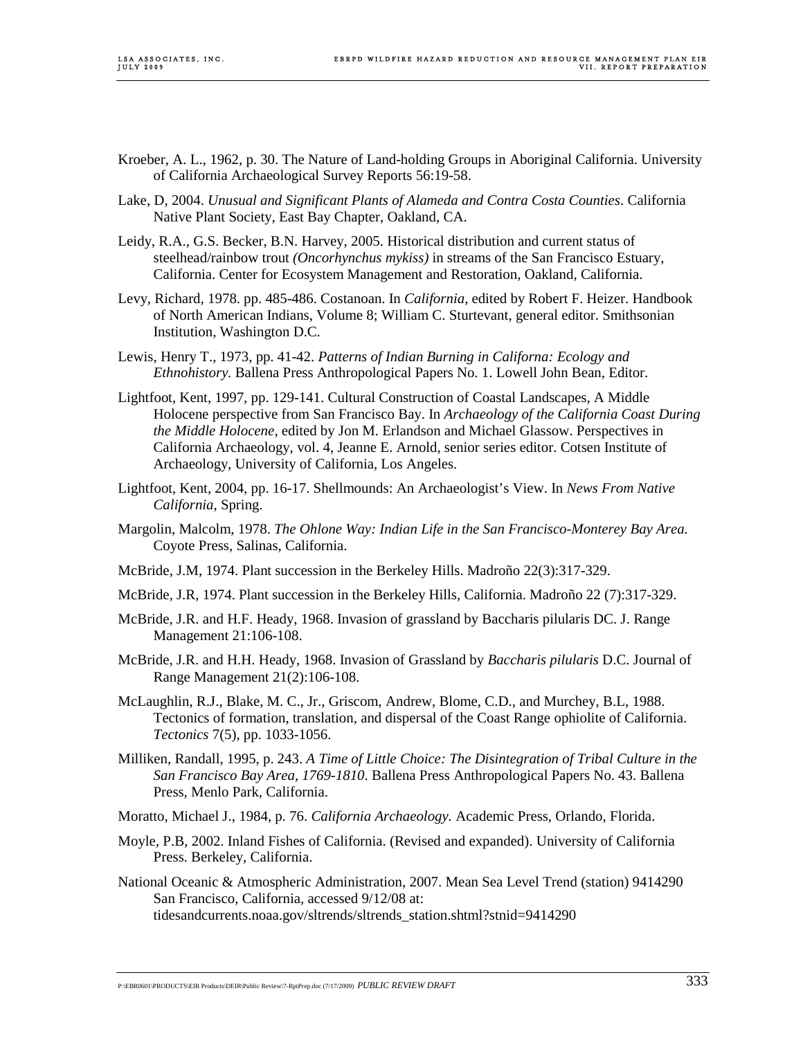Kroeber, A. L., 1962, p. 30. The Nature of Land-holding Groups in Aboriginal California. University of California Archaeological Survey Reports 56:19-58.

Lake, D, 2004. *Unusual and Significant Plants of Alameda and Contra Costa Counties*. California Native Plant Society, East Bay Chapter, Oakland, CA.

Leidy, R.A., G.S. Becker, B.N. Harvey, 2005. Historical distribution and current status of steelhead/rainbow trout *(Oncorhynchus mykiss)* in streams of the San Francisco Estuary, California. Center for Ecosystem Management and Restoration, Oakland, California.

Levy, Richard, 1978. pp. 485-486. Costanoan. In *California*, edited by Robert F. Heizer. Handbook of North American Indians, Volume 8; William C. Sturtevant, general editor. Smithsonian Institution, Washington D.C.

Lewis, Henry T., 1973, pp. 41-42. *Patterns of Indian Burning in Californa: Ecology and Ethnohistory.* Ballena Press Anthropological Papers No. 1. Lowell John Bean, Editor.

Lightfoot, Kent, 1997, pp. 129-141. Cultural Construction of Coastal Landscapes, A Middle Holocene perspective from San Francisco Bay. In *Archaeology of the California Coast During the Middle Holocene*, edited by Jon M. Erlandson and Michael Glassow. Perspectives in California Archaeology, vol. 4, Jeanne E. Arnold, senior series editor. Cotsen Institute of Archaeology, University of California, Los Angeles.

Lightfoot, Kent, 2004, pp. 16-17. Shellmounds: An Archaeologist's View. In *News From Native California*, Spring.

Margolin, Malcolm, 1978. *The Ohlone Way: Indian Life in the San Francisco-Monterey Bay Area.* Coyote Press, Salinas, California.

McBride, J.M, 1974. Plant succession in the Berkeley Hills. Madroño 22(3):317-329.

McBride, J.R, 1974. Plant succession in the Berkeley Hills, California. Madroño 22 (7):317-329.

McBride, J.R. and H.F. Heady, 1968. Invasion of grassland by Baccharis pilularis DC. J. Range Management 21:106-108.

McBride, J.R. and H.H. Heady, 1968. Invasion of Grassland by *Baccharis pilularis* D.C. Journal of Range Management 21(2):106-108.

McLaughlin, R.J., Blake, M. C., Jr., Griscom, Andrew, Blome, C.D., and Murchey, B.L, 1988. Tectonics of formation, translation, and dispersal of the Coast Range ophiolite of California. *Tectonics* 7(5), pp. 1033-1056.

Milliken, Randall, 1995, p. 243. *A Time of Little Choice: The Disintegration of Tribal Culture in the San Francisco Bay Area, 1769-1810*. Ballena Press Anthropological Papers No. 43. Ballena Press, Menlo Park, California.

Moratto, Michael J., 1984, p. 76. *California Archaeology.* Academic Press, Orlando, Florida.

Moyle, P.B, 2002. Inland Fishes of California. (Revised and expanded). University of California Press. Berkeley, California.

National Oceanic & Atmospheric Administration, 2007. Mean Sea Level Trend (station) 9414290 San Francisco, California, accessed 9/12/08 at: tidesandcurrents.noaa.gov/sltrends/sltrends_station.shtml?stnid=9414290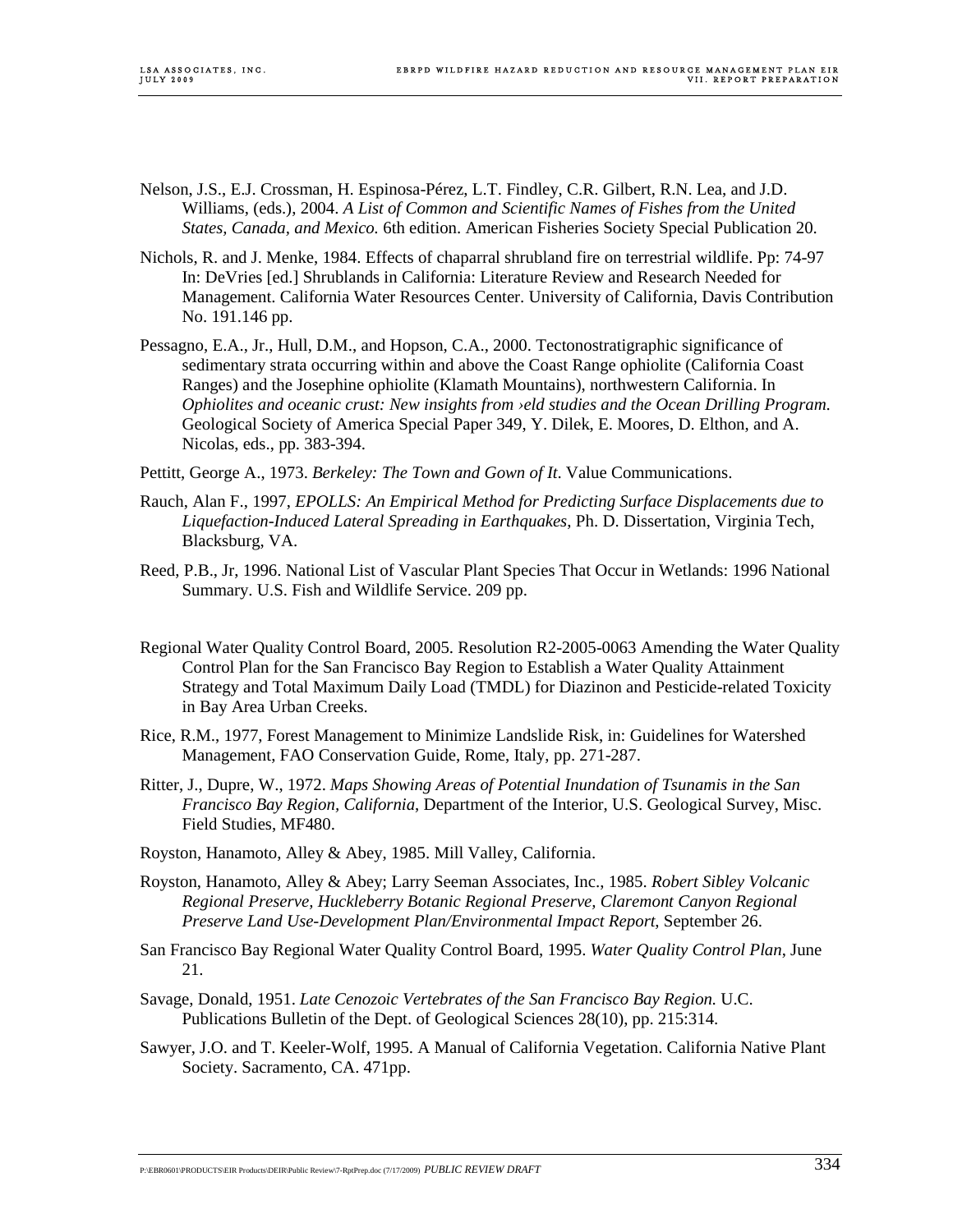Nelson, J.S., E.J. Crossman, H. Espinosa-Pérez, L.T. Findley, C.R. Gilbert, R.N. Lea, and J.D. Williams, (eds.), 2004. *A List of Common and Scientific Names of Fishes from the United States, Canada, and Mexico.* 6th edition. American Fisheries Society Special Publication 20.

Nichols, R. and J. Menke, 1984. Effects of chaparral shrubland fire on terrestrial wildlife. Pp: 74-97 In: DeVries [ed.] Shrublands in California: Literature Review and Research Needed for Management. California Water Resources Center. University of California, Davis Contribution No. 191.146 pp.

Pessagno, E.A., Jr., Hull, D.M., and Hopson, C.A., 2000. Tectonostratigraphic significance of sedimentary strata occurring within and above the Coast Range ophiolite (California Coast Ranges) and the Josephine ophiolite (Klamath Mountains), northwestern California. In *Ophiolites and oceanic crust: New insights from ›eld studies and the Ocean Drilling Program.* Geological Society of America Special Paper 349, Y. Dilek, E. Moores, D. Elthon, and A. Nicolas, eds., pp. 383-394.

Pettitt, George A., 1973. *Berkeley: The Town and Gown of It*. Value Communications.

Rauch, Alan F., 1997, *EPOLLS: An Empirical Method for Predicting Surface Displacements due to Liquefaction-Induced Lateral Spreading in Earthquakes*, Ph. D. Dissertation, Virginia Tech, Blacksburg, VA.

Reed, P.B., Jr, 1996. National List of Vascular Plant Species That Occur in Wetlands: 1996 National Summary. U.S. Fish and Wildlife Service. 209 pp.

Regional Water Quality Control Board, 2005. Resolution R2-2005-0063 Amending the Water Quality Control Plan for the San Francisco Bay Region to Establish a Water Quality Attainment Strategy and Total Maximum Daily Load (TMDL) for Diazinon and Pesticide-related Toxicity in Bay Area Urban Creeks.

Rice, R.M., 1977, Forest Management to Minimize Landslide Risk, in: Guidelines for Watershed Management, FAO Conservation Guide, Rome, Italy, pp. 271-287.

Ritter, J., Dupre, W., 1972. *Maps Showing Areas of Potential Inundation of Tsunamis in the San Francisco Bay Region, California*, Department of the Interior, U.S. Geological Survey, Misc. Field Studies, MF480.

Royston, Hanamoto, Alley & Abey, 1985. Mill Valley, California.

Royston, Hanamoto, Alley & Abey; Larry Seeman Associates, Inc., 1985. *Robert Sibley Volcanic Regional Preserve, Huckleberry Botanic Regional Preserve, Claremont Canyon Regional Preserve Land Use-Development Plan/Environmental Impact Report,* September 26.

San Francisco Bay Regional Water Quality Control Board, 1995. *Water Quality Control Plan*, June 21.

Savage, Donald, 1951. *Late Cenozoic Vertebrates of the San Francisco Bay Region.* U.C. Publications Bulletin of the Dept. of Geological Sciences 28(10), pp. 215:314.

Sawyer, J.O. and T. Keeler-Wolf, 1995. A Manual of California Vegetation. California Native Plant Society. Sacramento, CA. 471pp.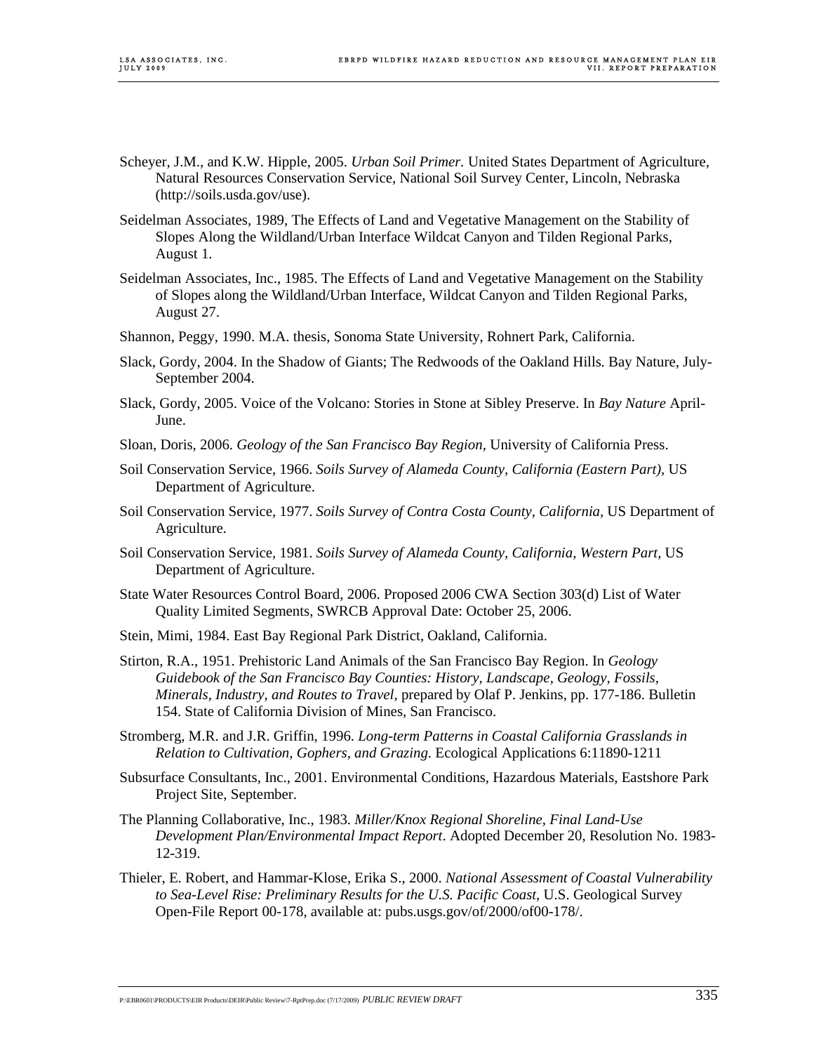Scheyer, J.M., and K.W. Hipple, 2005. *Urban Soil Primer.* United States Department of Agriculture, Natural Resources Conservation Service, National Soil Survey Center, Lincoln, Nebraska (http://soils.usda.gov/use).

Seidelman Associates, 1989, The Effects of Land and Vegetative Management on the Stability of Slopes Along the Wildland/Urban Interface Wildcat Canyon and Tilden Regional Parks, August 1.

Seidelman Associates, Inc., 1985. The Effects of Land and Vegetative Management on the Stability of Slopes along the Wildland/Urban Interface, Wildcat Canyon and Tilden Regional Parks, August 27.

Shannon, Peggy, 1990. M.A. thesis, Sonoma State University, Rohnert Park, California.

Slack, Gordy, 2004. In the Shadow of Giants; The Redwoods of the Oakland Hills. Bay Nature, July-September 2004.

Slack, Gordy, 2005. Voice of the Volcano: Stories in Stone at Sibley Preserve. In *Bay Nature* April-June.

Sloan, Doris, 2006. *Geology of the San Francisco Bay Region*, University of California Press.

Soil Conservation Service, 1966. *Soils Survey of Alameda County, California (Eastern Part),* US Department of Agriculture.

Soil Conservation Service, 1977. *Soils Survey of Contra Costa County, California,* US Department of Agriculture.

Soil Conservation Service, 1981. *Soils Survey of Alameda County, California, Western Part,* US Department of Agriculture.

State Water Resources Control Board, 2006. Proposed 2006 CWA Section 303(d) List of Water Quality Limited Segments, SWRCB Approval Date: October 25, 2006.

Stein, Mimi, 1984. East Bay Regional Park District, Oakland, California.

Stirton, R.A., 1951. Prehistoric Land Animals of the San Francisco Bay Region. In *Geology Guidebook of the San Francisco Bay Counties: History, Landscape, Geology, Fossils, Minerals, Industry, and Routes to Travel,* prepared by Olaf P. Jenkins, pp. 177-186. Bulletin 154. State of California Division of Mines, San Francisco.

Stromberg, M.R. and J.R. Griffin, 1996. *Long-term Patterns in Coastal California Grasslands in Relation to Cultivation, Gophers, and Grazing.* Ecological Applications 6:11890-1211

Subsurface Consultants, Inc., 2001. Environmental Conditions, Hazardous Materials, Eastshore Park Project Site, September.

The Planning Collaborative, Inc., 1983. *Miller/Knox Regional Shoreline, Final Land-Use Development Plan/Environmental Impact Report*. Adopted December 20, Resolution No. 1983-12-319.

Thieler, E. Robert, and Hammar-Klose, Erika S., 2000. *National Assessment of Coastal Vulnerability to Sea-Level Rise: Preliminary Results for the U.S. Pacific Coast*, U.S. Geological Survey Open-File Report 00-178, available at: pubs.usgs.gov/of/2000/of00-178/.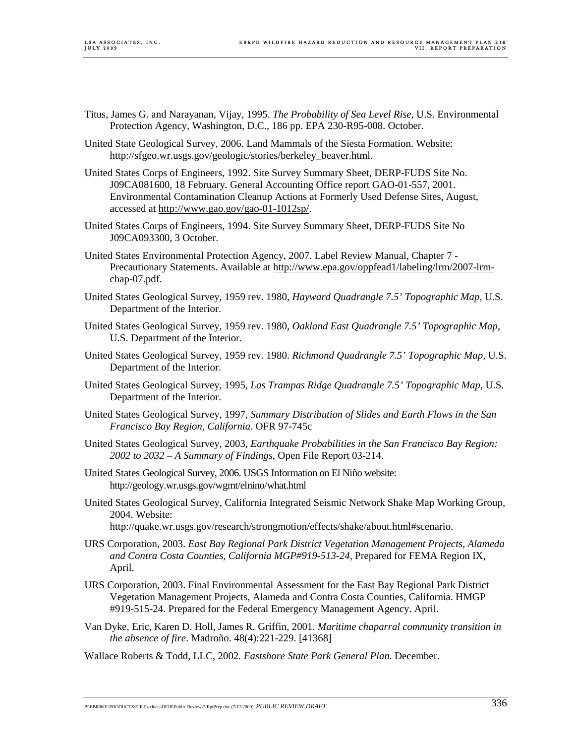Titus, James G. and Narayanan, Vijay, 1995. *The Probability of Sea Level Rise*, U.S. Environmental Protection Agency, Washington, D.C., 186 pp. EPA 230-R95-008. October.

United State Geological Survey, 2006. Land Mammals of the Siesta Formation. Website: http://sfgeo.wr.usgs.gov/geologic/stories/berkeley_beaver.html.

United States Corps of Engineers, 1992. Site Survey Summary Sheet, DERP-FUDS Site No. J09CA081600, 18 February. General Accounting Office report GAO-01-557, 2001. Environmental Contamination Cleanup Actions at Formerly Used Defense Sites, August, accessed at http://www.gao.gov/gao-01-1012sp/.

United States Corps of Engineers, 1994. Site Survey Summary Sheet, DERP-FUDS Site No J09CA093300, 3 October.

United States Environmental Protection Agency, 2007. Label Review Manual, Chapter 7 - Precautionary Statements. Available at http://www.epa.gov/oppfead1/labeling/lrm/2007-lrm-chap-07.pdf.

United States Geological Survey, 1959 rev. 1980, *Hayward Quadrangle 7.5' Topographic Map*, U.S. Department of the Interior.

United States Geological Survey, 1959 rev. 1980, *Oakland East Quadrangle 7.5' Topographic Map*, U.S. Department of the Interior.

United States Geological Survey, 1959 rev. 1980. *Richmond Quadrangle 7.5' Topographic Map*, U.S. Department of the Interior.

United States Geological Survey, 1995, *Las Trampas Ridge Quadrangle 7.5' Topographic Map*, U.S. Department of the Interior.

United States Geological Survey, 1997, *Summary Distribution of Slides and Earth Flows in the San Francisco Bay Region, California*. OFR 97-745c

United States Geological Survey, 2003, *Earthquake Probabilities in the San Francisco Bay Region: 2002 to 2032 – A Summary of Findings*, Open File Report 03-214.

United States Geological Survey, 2006. USGS Information on El Niño website: http://geology.wr.usgs.gov/wgmt/elnino/what.html

United States Geological Survey, California Integrated Seismic Network Shake Map Working Group, 2004. Website: http://quake.wr.usgs.gov/research/strongmotion/effects/shake/about.html#scenario.

URS Corporation, 2003. *East Bay Regional Park District Vegetation Management Projects, Alameda and Contra Costa Counties, California MGP#919-513-24*, Prepared for FEMA Region IX, April.

URS Corporation, 2003. Final Environmental Assessment for the East Bay Regional Park District Vegetation Management Projects, Alameda and Contra Costa Counties, California. HMGP #919-515-24. Prepared for the Federal Emergency Management Agency. April.

Van Dyke, Eric, Karen D. Holl, James R. Griffin, 2001. *Maritime chaparral community transition in the absence of fire*. Madroño. 48(4):221-229. [41368]

Wallace Roberts & Todd, LLC, 2002. *Eastshore State Park General Plan*. December.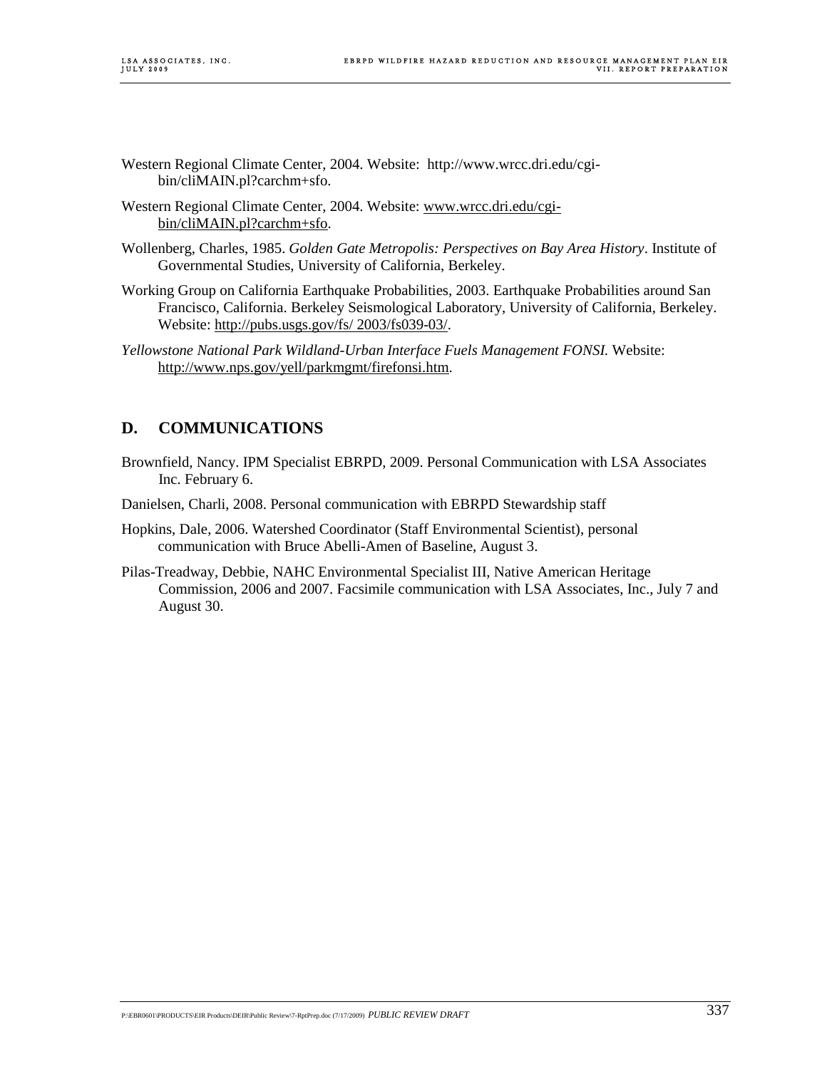Western Regional Climate Center, 2004. Website: http://www.wrcc.dri.edu/cgi-bin/cliMAIN.pl?carchm+sfo.

Western Regional Climate Center, 2004. Website: www.wrcc.dri.edu/cgi-bin/cliMAIN.pl?carchm+sfo.

Wollenberg, Charles, 1985. *Golden Gate Metropolis: Perspectives on Bay Area History*. Institute of Governmental Studies, University of California, Berkeley.

Working Group on California Earthquake Probabilities, 2003. Earthquake Probabilities around San Francisco, California. Berkeley Seismological Laboratory, University of California, Berkeley. Website: http://pubs.usgs.gov/fs/ 2003/fs039-03/.

*Yellowstone National Park Wildland-Urban Interface Fuels Management FONSI.* Website: http://www.nps.gov/yell/parkmgmt/firefonsi.htm.

## D. COMMUNICATIONS

Brownfield, Nancy. IPM Specialist EBRPD, 2009. Personal Communication with LSA Associates Inc. February 6.

Danielsen, Charli, 2008. Personal communication with EBRPD Stewardship staff

Hopkins, Dale, 2006. Watershed Coordinator (Staff Environmental Scientist), personal communication with Bruce Abelli-Amen of Baseline, August 3.

Pilas-Treadway, Debbie, NAHC Environmental Specialist III, Native American Heritage Commission, 2006 and 2007. Facsimile communication with LSA Associates, Inc., July 7 and August 30.